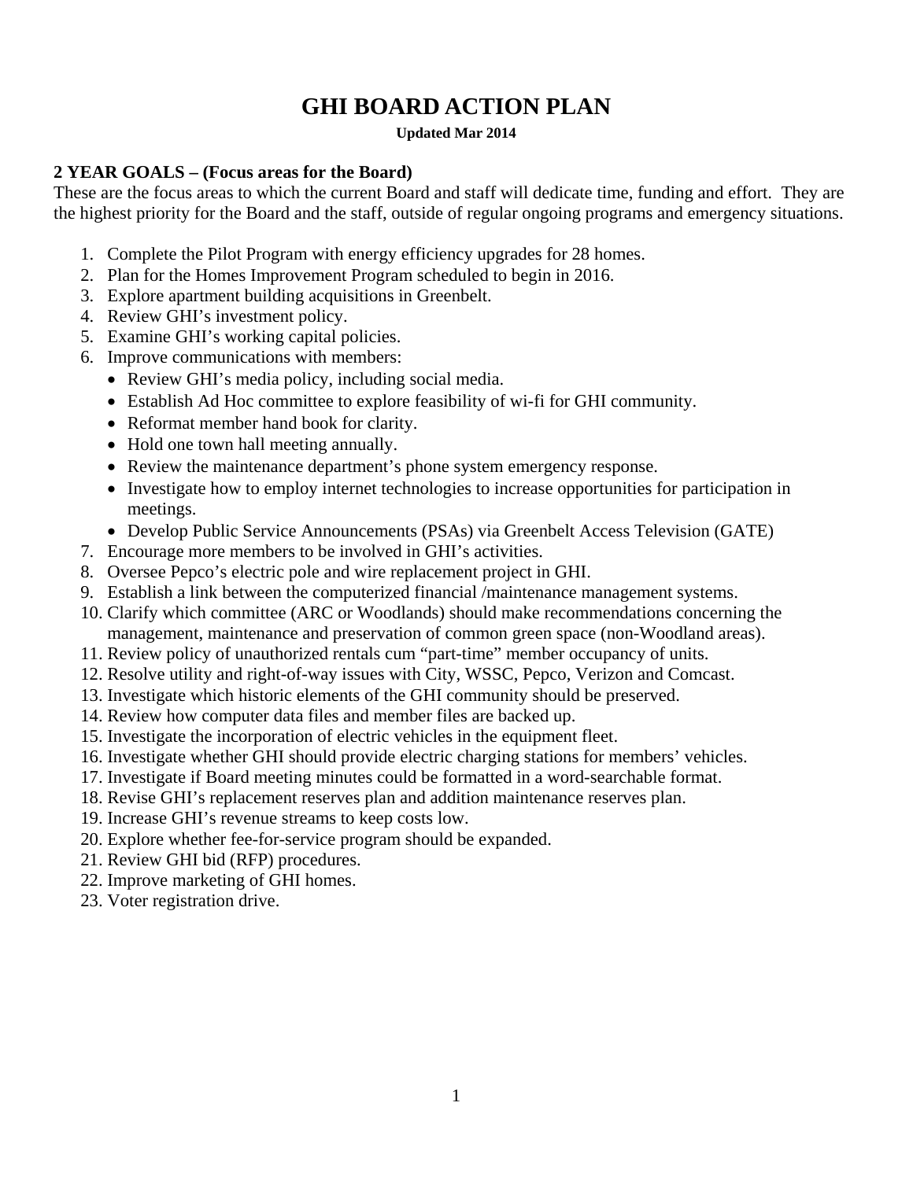# GHI BOARD ACTION PLAN

**Updated Mar 2014**

**2 YEAR GOALS – (Focus areas for the Board)**

These are the focus areas to which the current Board and staff will dedicate time, funding and effort. They are the highest priority for the Board and the staff, outside of regular ongoing programs and emergency situations.

1. Complete the Pilot Program with energy efficiency upgrades for 28 homes.
2. Plan for the Homes Improvement Program scheduled to begin in 2016.
3. Explore apartment building acquisitions in Greenbelt.
4. Review GHI's investment policy.
5. Examine GHI's working capital policies.
6. Improve communications with members:
   - Review GHI's media policy, including social media.
   - Establish Ad Hoc committee to explore feasibility of wi-fi for GHI community.
   - Reformat member hand book for clarity.
   - Hold one town hall meeting annually.
   - Review the maintenance department's phone system emergency response.
   - Investigate how to employ internet technologies to increase opportunities for participation in meetings.
   - Develop Public Service Announcements (PSAs) via Greenbelt Access Television (GATE)
7. Encourage more members to be involved in GHI's activities.
8. Oversee Pepco's electric pole and wire replacement project in GHI.
9. Establish a link between the computerized financial /maintenance management systems.
10. Clarify which committee (ARC or Woodlands) should make recommendations concerning the management, maintenance and preservation of common green space (non-Woodland areas).
11. Review policy of unauthorized rentals cum "part-time" member occupancy of units.
12. Resolve utility and right-of-way issues with City, WSSC, Pepco, Verizon and Comcast.
13. Investigate which historic elements of the GHI community should be preserved.
14. Review how computer data files and member files are backed up.
15. Investigate the incorporation of electric vehicles in the equipment fleet.
16. Investigate whether GHI should provide electric charging stations for members' vehicles.
17. Investigate if Board meeting minutes could be formatted in a word-searchable format.
18. Revise GHI's replacement reserves plan and addition maintenance reserves plan.
19. Increase GHI's revenue streams to keep costs low.
20. Explore whether fee-for-service program should be expanded.
21. Review GHI bid (RFP) procedures.
22. Improve marketing of GHI homes.
23. Voter registration drive.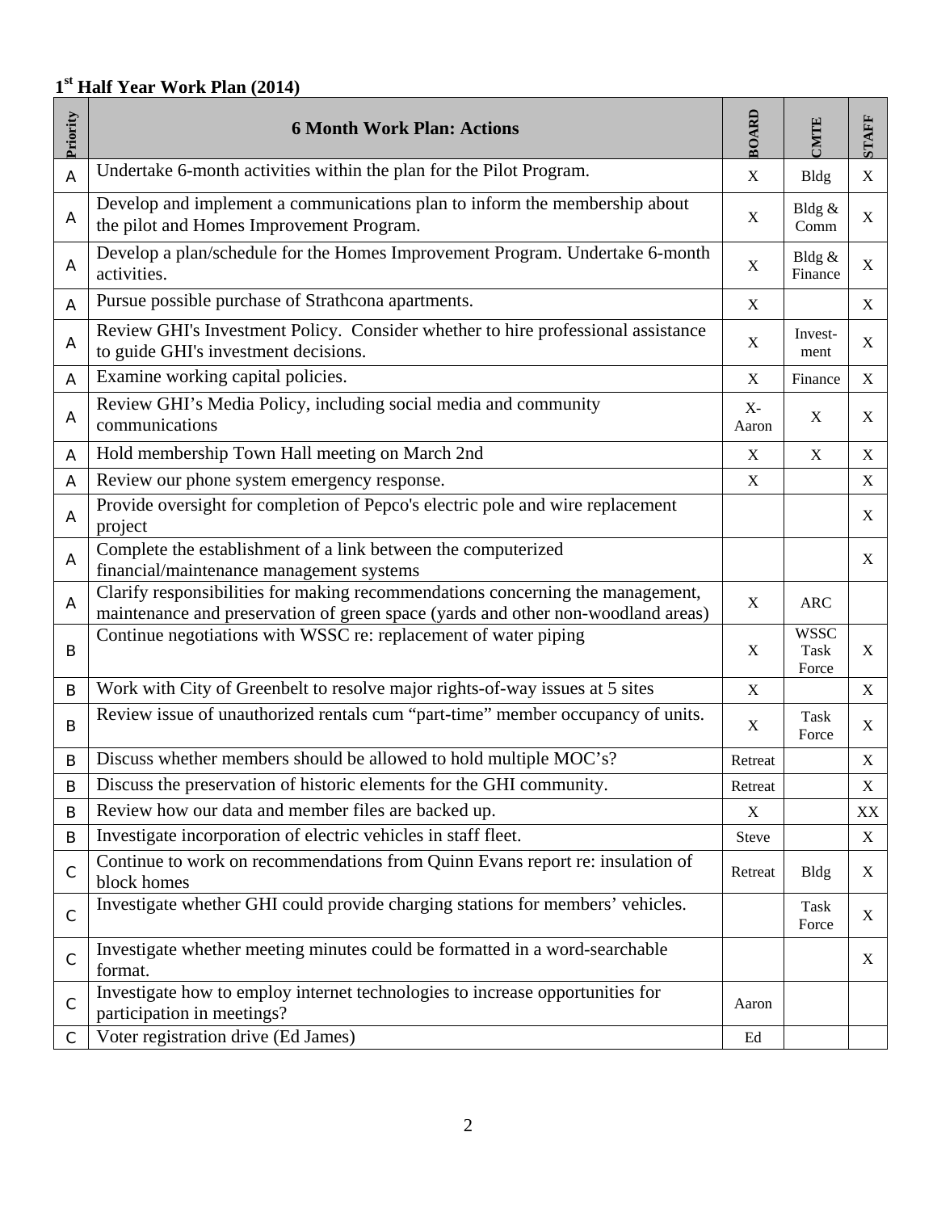## 1st Half Year Work Plan (2014)

| Priority | 6 Month Work Plan: Actions | BOARD | CMTE | STAFF |
|---|---|---|---|---|
| A | Undertake 6-month activities within the plan for the Pilot Program. | X | Bldg | X |
| A | Develop and implement a communications plan to inform the membership about the pilot and Homes Improvement Program. | X | Bldg & Comm | X |
| A | Develop a plan/schedule for the Homes Improvement Program. Undertake 6-month activities. | X | Bldg & Finance | X |
| A | Pursue possible purchase of Strathcona apartments. | X | | X |
| A | Review GHI's Investment Policy. Consider whether to hire professional assistance to guide GHI's investment decisions. | X | Invest-ment | X |
| A | Examine working capital policies. | X | Finance | X |
| A | Review GHI's Media Policy, including social media and community communications | X- Aaron | X | X |
| A | Hold membership Town Hall meeting on March 2nd | X | X | X |
| A | Review our phone system emergency response. | X | | X |
| A | Provide oversight for completion of Pepco's electric pole and wire replacement project | | | X |
| A | Complete the establishment of a link between the computerized financial/maintenance management systems | | | X |
| A | Clarify responsibilities for making recommendations concerning the management, maintenance and preservation of green space (yards and other non-woodland areas) | X | ARC | |
| B | Continue negotiations with WSSC re: replacement of water piping | X | WSSC Task Force | X |
| B | Work with City of Greenbelt to resolve major rights-of-way issues at 5 sites | X | | X |
| B | Review issue of unauthorized rentals cum "part-time" member occupancy of units. | X | Task Force | X |
| B | Discuss whether members should be allowed to hold multiple MOC's? | Retreat | | X |
| B | Discuss the preservation of historic elements for the GHI community. | Retreat | | X |
| B | Review how our data and member files are backed up. | X | | XX |
| B | Investigate incorporation of electric vehicles in staff fleet. | Steve | | X |
| C | Continue to work on recommendations from Quinn Evans report re: insulation of block homes | Retreat | Bldg | X |
| C | Investigate whether GHI could provide charging stations for members' vehicles. | | Task Force | X |
| C | Investigate whether meeting minutes could be formatted in a word-searchable format. | | | X |
| C | Investigate how to employ internet technologies to increase opportunities for participation in meetings? | Aaron | | |
| C | Voter registration drive (Ed James) | Ed | | |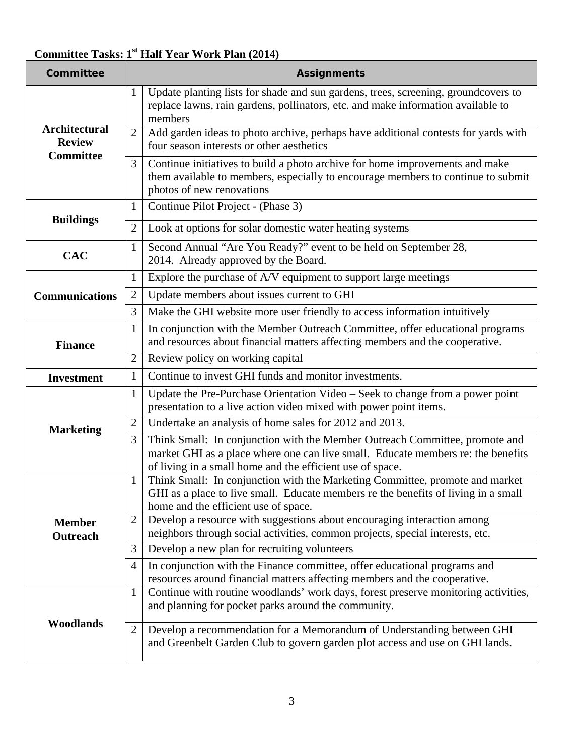**Committee Tasks: 1st Half Year Work Plan (2014)**

| Committee | | Assignments |
|---|---|---|
| **Architectural Review Committee** | 1 | Update planting lists for shade and sun gardens, trees, screening, groundcovers to replace lawns, rain gardens, pollinators, etc. and make information available to members |
| | 2 | Add garden ideas to photo archive, perhaps have additional contests for yards with four season interests or other aesthetics |
| | 3 | Continue initiatives to build a photo archive for home improvements and make them available to members, especially to encourage members to continue to submit photos of new renovations |
| **Buildings** | 1 | Continue Pilot Project - (Phase 3) |
| | 2 | Look at options for solar domestic water heating systems |
| **CAC** | 1 | Second Annual "Are You Ready?" event to be held on September 28, 2014. Already approved by the Board. |
| **Communications** | 1 | Explore the purchase of A/V equipment to support large meetings |
| | 2 | Update members about issues current to GHI |
| | 3 | Make the GHI website more user friendly to access information intuitively |
| **Finance** | 1 | In conjunction with the Member Outreach Committee, offer educational programs and resources about financial matters affecting members and the cooperative. |
| | 2 | Review policy on working capital |
| **Investment** | 1 | Continue to invest GHI funds and monitor investments. |
| **Marketing** | 1 | Update the Pre-Purchase Orientation Video – Seek to change from a power point presentation to a live action video mixed with power point items. |
| | 2 | Undertake an analysis of home sales for 2012 and 2013. |
| | 3 | Think Small: In conjunction with the Member Outreach Committee, promote and market GHI as a place where one can live small. Educate members re: the benefits of living in a small home and the efficient use of space. |
| **Member Outreach** | 1 | Think Small: In conjunction with the Marketing Committee, promote and market GHI as a place to live small. Educate members re the benefits of living in a small home and the efficient use of space. |
| | 2 | Develop a resource with suggestions about encouraging interaction among neighbors through social activities, common projects, special interests, etc. |
| | 3 | Develop a new plan for recruiting volunteers |
| | 4 | In conjunction with the Finance committee, offer educational programs and resources around financial matters affecting members and the cooperative. |
| **Woodlands** | 1 | Continue with routine woodlands' work days, forest preserve monitoring activities, and planning for pocket parks around the community. |
| | 2 | Develop a recommendation for a Memorandum of Understanding between GHI and Greenbelt Garden Club to govern garden plot access and use on GHI lands. |